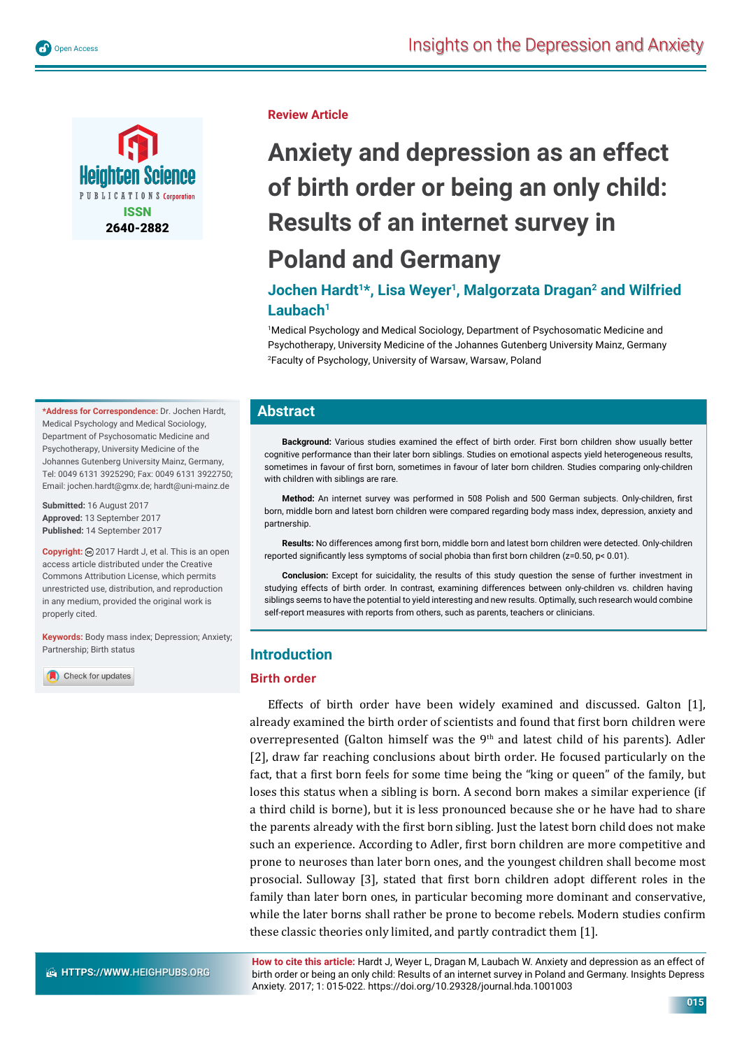Review Article

# Anxiety and depression as an effect of birth order or being an only child: Results of an internet survey in Poland and Germany

**Jochen Hardt[1]*, Lisa Weyer[1], Malgorzata Dragan[2] and Wilfried Laubach[1]**

[1]Medical Psychology and Medical Sociology, Department of Psychosomatic Medicine and Psychotherapy, University Medicine of the Johannes Gutenberg University Mainz, Germany
[2]Faculty of Psychology, University of Warsaw, Warsaw, Poland

**\*Address for Correspondence:** Dr. Jochen Hardt, Medical Psychology and Medical Sociology, Department of Psychosomatic Medicine and Psychotherapy, University Medicine of the Johannes Gutenberg University Mainz, Germany, Tel: 0049 6131 3925290; Fax: 0049 6131 3922750; Email: jochen.hardt@gmx.de; hardt@uni-mainz.de

**Submitted:** 16 August 2017
**Approved:** 13 September 2017
**Published:** 14 September 2017

**Copyright:** © 2017 Hardt J, et al. This is an open access article distributed under the Creative Commons Attribution License, which permits unrestricted use, distribution, and reproduction in any medium, provided the original work is properly cited.

**Keywords:** Body mass index; Depression; Anxiety; Partnership; Birth status

## Abstract

**Background:** Various studies examined the effect of birth order. First born children show usually better cognitive performance than their later born siblings. Studies on emotional aspects yield heterogeneous results, sometimes in favour of first born, sometimes in favour of later born children. Studies comparing only-children with children with siblings are rare.

**Method:** An internet survey was performed in 508 Polish and 500 German subjects. Only-children, first born, middle born and latest born children were compared regarding body mass index, depression, anxiety and partnership.

**Results:** No differences among first born, middle born and latest born children were detected. Only-children reported significantly less symptoms of social phobia than first born children ($z=0.50$, $p< 0.01$).

**Conclusion:** Except for suicidality, the results of this study question the sense of further investment in studying effects of birth order. In contrast, examining differences between only-children vs. children having siblings seems to have the potential to yield interesting and new results. Optimally, such research would combine self-report measures with reports from others, such as parents, teachers or clinicians.

## Introduction

### Birth order

Effects of birth order have been widely examined and discussed. Galton [1], already examined the birth order of scientists and found that first born children were overrepresented (Galton himself was the 9th and latest child of his parents). Adler [2], draw far reaching conclusions about birth order. He focused particularly on the fact, that a first born feels for some time being the "king or queen" of the family, but loses this status when a sibling is born. A second born makes a similar experience (if a third child is borne), but it is less pronounced because she or he have had to share the parents already with the first born sibling. Just the latest born child does not make such an experience. According to Adler, first born children are more competitive and prone to neuroses than later born ones, and the youngest children shall become most prosocial. Sulloway [3], stated that first born children adopt different roles in the family than later born ones, in particular becoming more dominant and conservative, while the later borns shall rather be prone to become rebels. Modern studies confirm these classic theories only limited, and partly contradict them [1].

**How to cite this article:** Hardt J, Weyer L, Dragan M, Laubach W. Anxiety and depression as an effect of birth order or being an only child: Results of an internet survey in Poland and Germany. Insights Depress Anxiety. 2017; 1: 015-022. https://doi.org/10.29328/journal.hda.1001003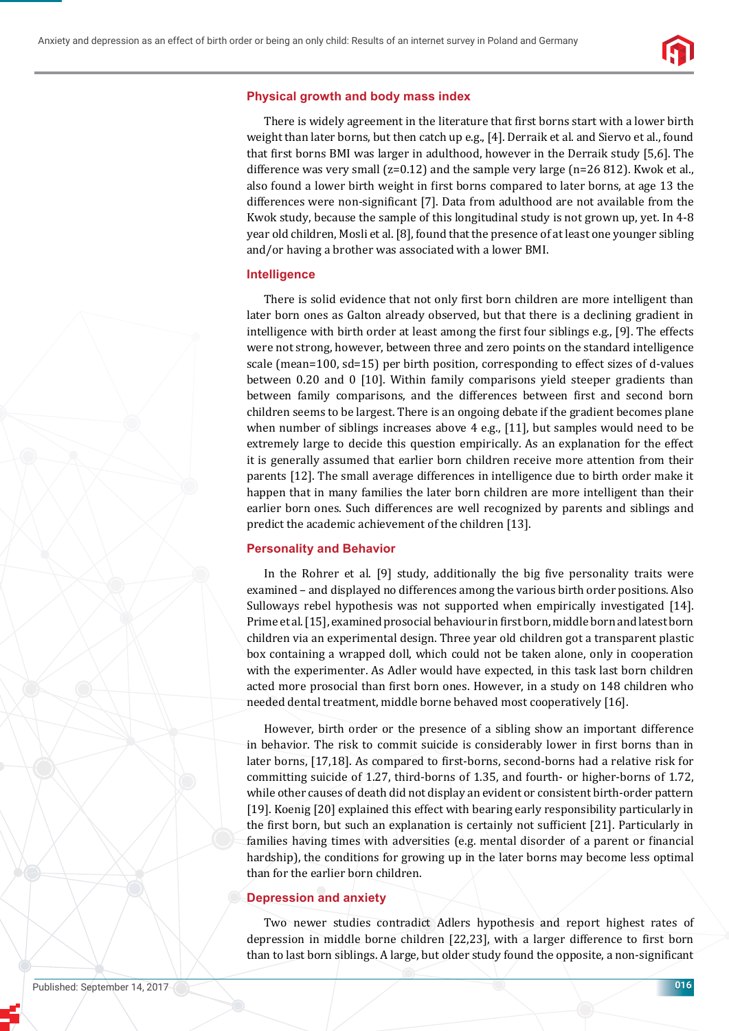## Physical growth and body mass index

There is widely agreement in the literature that first borns start with a lower birth weight than later borns, but then catch up e.g., [4]. Derraik et al. and Siervo et al., found that first borns BMI was larger in adulthood, however in the Derraik study [5,6]. The difference was very small (z=0.12) and the sample very large (n=26 812). Kwok et al., also found a lower birth weight in first borns compared to later borns, at age 13 the differences were non-significant [7]. Data from adulthood are not available from the Kwok study, because the sample of this longitudinal study is not grown up, yet. In 4-8 year old children, Mosli et al. [8], found that the presence of at least one younger sibling and/or having a brother was associated with a lower BMI.

## Intelligence

There is solid evidence that not only first born children are more intelligent than later born ones as Galton already observed, but that there is a declining gradient in intelligence with birth order at least among the first four siblings e.g., [9]. The effects were not strong, however, between three and zero points on the standard intelligence scale (mean=100, sd=15) per birth position, corresponding to effect sizes of d-values between 0.20 and 0 [10]. Within family comparisons yield steeper gradients than between family comparisons, and the differences between first and second born children seems to be largest. There is an ongoing debate if the gradient becomes plane when number of siblings increases above 4 e.g., [11], but samples would need to be extremely large to decide this question empirically. As an explanation for the effect it is generally assumed that earlier born children receive more attention from their parents [12]. The small average differences in intelligence due to birth order make it happen that in many families the later born children are more intelligent than their earlier born ones. Such differences are well recognized by parents and siblings and predict the academic achievement of the children [13].

## Personality and Behavior

In the Rohrer et al. [9] study, additionally the big five personality traits were examined – and displayed no differences among the various birth order positions. Also Sulloways rebel hypothesis was not supported when empirically investigated [14]. Prime et al. [15], examined prosocial behaviour in first born, middle born and latest born children via an experimental design. Three year old children got a transparent plastic box containing a wrapped doll, which could not be taken alone, only in cooperation with the experimenter. As Adler would have expected, in this task last born children acted more prosocial than first born ones. However, in a study on 148 children who needed dental treatment, middle borne behaved most cooperatively [16].

However, birth order or the presence of a sibling show an important difference in behavior. The risk to commit suicide is considerably lower in first borns than in later borns, [17,18]. As compared to first-borns, second-borns had a relative risk for committing suicide of 1.27, third-borns of 1.35, and fourth- or higher-borns of 1.72, while other causes of death did not display an evident or consistent birth-order pattern [19]. Koenig [20] explained this effect with bearing early responsibility particularly in the first born, but such an explanation is certainly not sufficient [21]. Particularly in families having times with adversities (e.g. mental disorder of a parent or financial hardship), the conditions for growing up in the later borns may become less optimal than for the earlier born children.

## Depression and anxiety

Two newer studies contradict Adlers hypothesis and report highest rates of depression in middle borne children [22,23], with a larger difference to first born than to last born siblings. A large, but older study found the opposite, a non-significant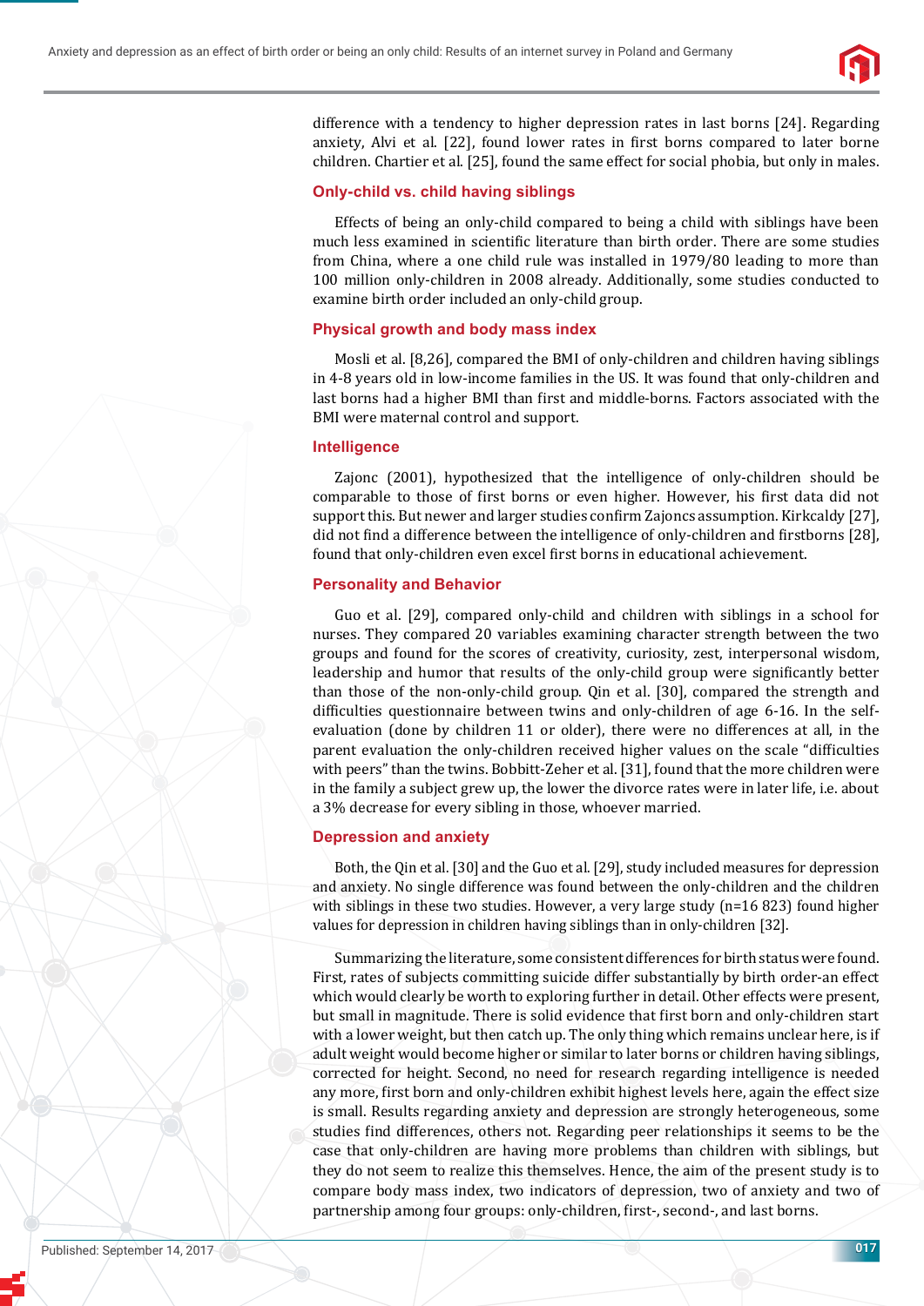difference with a tendency to higher depression rates in last borns [24]. Regarding anxiety, Alvi et al. [22], found lower rates in first borns compared to later borne children. Chartier et al. [25], found the same effect for social phobia, but only in males.

### Only-child vs. child having siblings

Effects of being an only-child compared to being a child with siblings have been much less examined in scientific literature than birth order. There are some studies from China, where a one child rule was installed in 1979/80 leading to more than 100 million only-children in 2008 already. Additionally, some studies conducted to examine birth order included an only-child group.

### Physical growth and body mass index

Mosli et al. [8,26], compared the BMI of only-children and children having siblings in 4-8 years old in low-income families in the US. It was found that only-children and last borns had a higher BMI than first and middle-borns. Factors associated with the BMI were maternal control and support.

### Intelligence

Zajonc (2001), hypothesized that the intelligence of only-children should be comparable to those of first borns or even higher. However, his first data did not support this. But newer and larger studies confirm Zajoncs assumption. Kirkcaldy [27], did not find a difference between the intelligence of only-children and firstborns [28], found that only-children even excel first borns in educational achievement.

### Personality and Behavior

Guo et al. [29], compared only-child and children with siblings in a school for nurses. They compared 20 variables examining character strength between the two groups and found for the scores of creativity, curiosity, zest, interpersonal wisdom, leadership and humor that results of the only-child group were significantly better than those of the non-only-child group. Qin et al. [30], compared the strength and difficulties questionnaire between twins and only-children of age 6-16. In the self-evaluation (done by children 11 or older), there were no differences at all, in the parent evaluation the only-children received higher values on the scale "difficulties with peers" than the twins. Bobbitt-Zeher et al. [31], found that the more children were in the family a subject grew up, the lower the divorce rates were in later life, i.e. about a 3% decrease for every sibling in those, whoever married.

### Depression and anxiety

Both, the Qin et al. [30] and the Guo et al. [29], study included measures for depression and anxiety. No single difference was found between the only-children and the children with siblings in these two studies. However, a very large study (n=16 823) found higher values for depression in children having siblings than in only-children [32].

Summarizing the literature, some consistent differences for birth status were found. First, rates of subjects committing suicide differ substantially by birth order-an effect which would clearly be worth to exploring further in detail. Other effects were present, but small in magnitude. There is solid evidence that first born and only-children start with a lower weight, but then catch up. The only thing which remains unclear here, is if adult weight would become higher or similar to later borns or children having siblings, corrected for height. Second, no need for research regarding intelligence is needed any more, first born and only-children exhibit highest levels here, again the effect size is small. Results regarding anxiety and depression are strongly heterogeneous, some studies find differences, others not. Regarding peer relationships it seems to be the case that only-children are having more problems than children with siblings, but they do not seem to realize this themselves. Hence, the aim of the present study is to compare body mass index, two indicators of depression, two of anxiety and two of partnership among four groups: only-children, first-, second-, and last borns.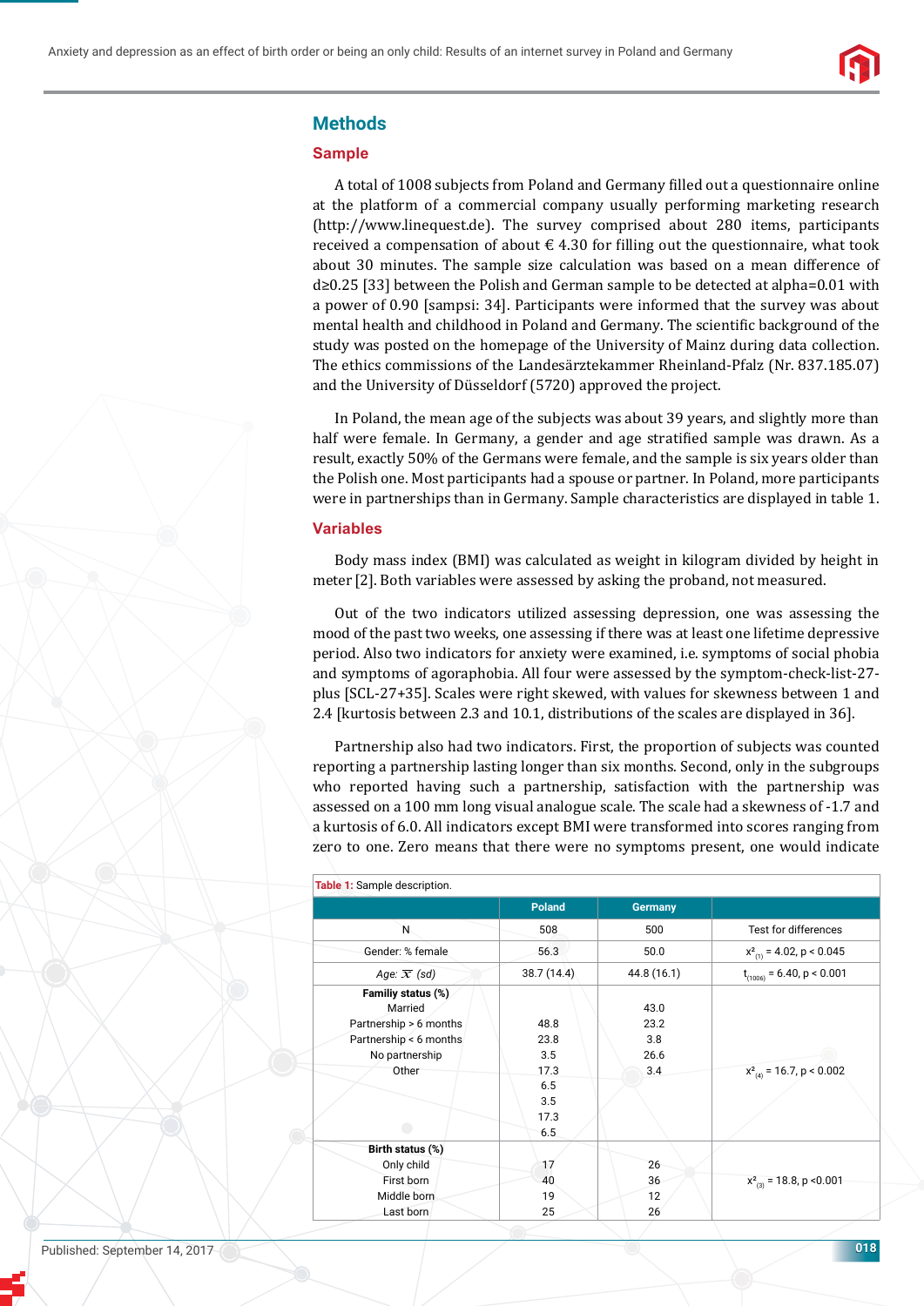## Methods

### Sample

A total of 1008 subjects from Poland and Germany filled out a questionnaire online at the platform of a commercial company usually performing marketing research (http://www.linequest.de). The survey comprised about 280 items, participants received a compensation of about € 4.30 for filling out the questionnaire, what took about 30 minutes. The sample size calculation was based on a mean difference of d≥0.25 [33] between the Polish and German sample to be detected at alpha=0.01 with a power of 0.90 [sampsi: 34]. Participants were informed that the survey was about mental health and childhood in Poland and Germany. The scientific background of the study was posted on the homepage of the University of Mainz during data collection. The ethics commissions of the Landesärztekammer Rheinland-Pfalz (Nr. 837.185.07) and the University of Düsseldorf (5720) approved the project.

In Poland, the mean age of the subjects was about 39 years, and slightly more than half were female. In Germany, a gender and age stratified sample was drawn. As a result, exactly 50% of the Germans were female, and the sample is six years older than the Polish one. Most participants had a spouse or partner. In Poland, more participants were in partnerships than in Germany. Sample characteristics are displayed in table 1.

### Variables

Body mass index (BMI) was calculated as weight in kilogram divided by height in meter [2]. Both variables were assessed by asking the proband, not measured.

Out of the two indicators utilized assessing depression, one was assessing the mood of the past two weeks, one assessing if there was at least one lifetime depressive period. Also two indicators for anxiety were examined, i.e. symptoms of social phobia and symptoms of agoraphobia. All four were assessed by the symptom-check-list-27-plus [SCL-27+35]. Scales were right skewed, with values for skewness between 1 and 2.4 [kurtosis between 2.3 and 10.1, distributions of the scales are displayed in 36].

Partnership also had two indicators. First, the proportion of subjects was counted reporting a partnership lasting longer than six months. Second, only in the subgroups who reported having such a partnership, satisfaction with the partnership was assessed on a 100 mm long visual analogue scale. The scale had a skewness of -1.7 and a kurtosis of 6.0. All indicators except BMI were transformed into scores ranging from zero to one. Zero means that there were no symptoms present, one would indicate

**Table 1:** Sample description.

| | Poland | Germany | |
|---|---|---|---|
| N | 508 | 500 | Test for differences |
| Gender: % female | 56.3 | 50.0 | $x^2_{(1)} = 4.02$, $p < 0.045$ |
| *Age: $\overline{x}$ (sd)* | 38.7 (14.4) | 44.8 (16.1) | $t_{(1006)} = 6.40$, $p < 0.001$ |
| **Familiy status (%)** | | | |
| Married | 48.8 | 43.0 | |
| Partnership > 6 months | 23.8 | 23.2 | |
| Partnership < 6 months | 3.5 | 3.8 | |
| No partnership | 17.3 | 26.6 | |
| Other | 6.5 | 3.4 | $x^2_{(4)} = 16.7$, $p < 0.002$ |
| **Birth status (%)** | | | |
| Only child | 17 | 26 | |
| First born | 40 | 36 | $x^2_{(3)} = 18.8$, $p < 0.001$ |
| Middle born | 19 | 12 | |
| Last born | 25 | 26 | |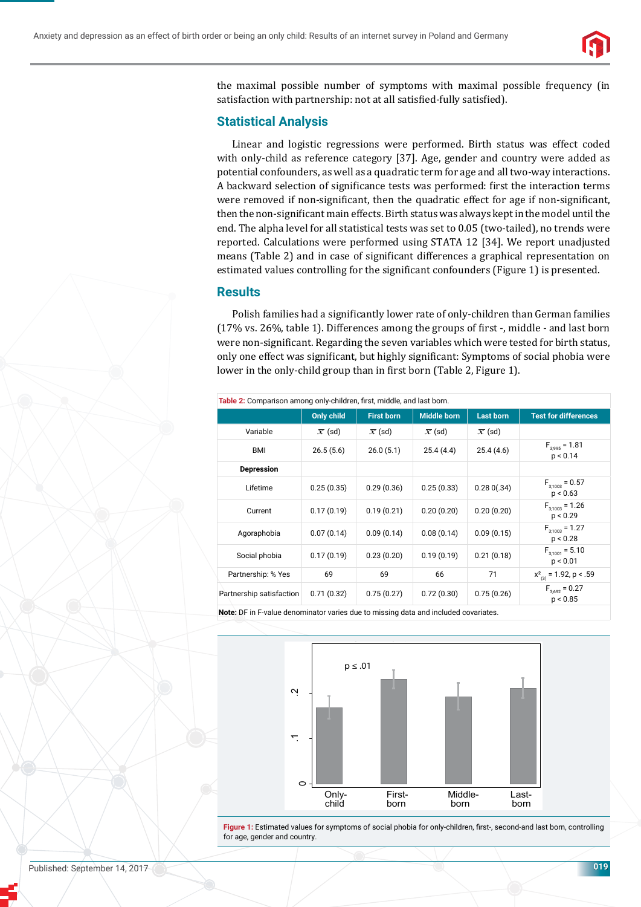the maximal possible number of symptoms with maximal possible frequency (in satisfaction with partnership: not at all satisfied-fully satisfied).

## Statistical Analysis

Linear and logistic regressions were performed. Birth status was effect coded with only-child as reference category [37]. Age, gender and country were added as potential confounders, as well as a quadratic term for age and all two-way interactions. A backward selection of significance tests was performed: first the interaction terms were removed if non-significant, then the quadratic effect for age if non-significant, then the non-significant main effects. Birth status was always kept in the model until the end. The alpha level for all statistical tests was set to 0.05 (two-tailed), no trends were reported. Calculations were performed using STATA 12 [34]. We report unadjusted means (Table 2) and in case of significant differences a graphical representation on estimated values controlling for the significant confounders (Figure 1) is presented.

## Results

Polish families had a significantly lower rate of only-children than German families (17% vs. 26%, table 1). Differences among the groups of first -, middle - and last born were non-significant. Regarding the seven variables which were tested for birth status, only one effect was significant, but highly significant: Symptoms of social phobia were lower in the only-child group than in first born (Table 2, Figure 1).

**Table 2:** Comparison among only-children, first, middle, and last born.

| | Only child | First born | Middle born | Last born | Test for differences |
|---|---|---|---|---|---|
| Variable | $\bar{x}$ (sd) | $\bar{x}$ (sd) | $\bar{x}$ (sd) | $\bar{x}$ (sd) | |
| BMI | 26.5 (5.6) | 26.0 (5.1) | 25.4 (4.4) | 25.4 (4.6) | $F_{3,995} = 1.81$ $p < 0.14$ |
| **Depression** | | | | | |
| Lifetime | 0.25 (0.35) | 0.29 (0.36) | 0.25 (0.33) | 0.28 0(.34) | $F_{3,1003} = 0.57$ $p < 0.63$ |
| Current | 0.17 (0.19) | 0.19 (0.21) | 0.20 (0.20) | 0.20 (0.20) | $F_{3,1003} = 1.26$ $p < 0.29$ |
| Agoraphobia | 0.07 (0.14) | 0.09 (0.14) | 0.08 (0.14) | 0.09 (0.15) | $F_{3,1003} = 1.27$ $p < 0.28$ |
| Social phobia | 0.17 (0.19) | 0.23 (0.20) | 0.19 (0.19) | 0.21 (0.18) | $F_{3,1001} = 5.10$ $p < 0.01$ |
| Partnership: % Yes | 69 | 69 | 66 | 71 | $x^2_{(3)} = 1.92$, $p < .59$ |
| Partnership satisfaction | 0.71 (0.32) | 0.75 (0.27) | 0.72 (0.30) | 0.75 (0.26) | $F_{3,692} = 0.27$ $p < 0.85$ |

**Note:** DF in F-value denominator varies due to missing data and included covariates.

**Figure 1:** Estimated values for symptoms of social phobia for only-children, first-, second-and last born, controlling for age, gender and country.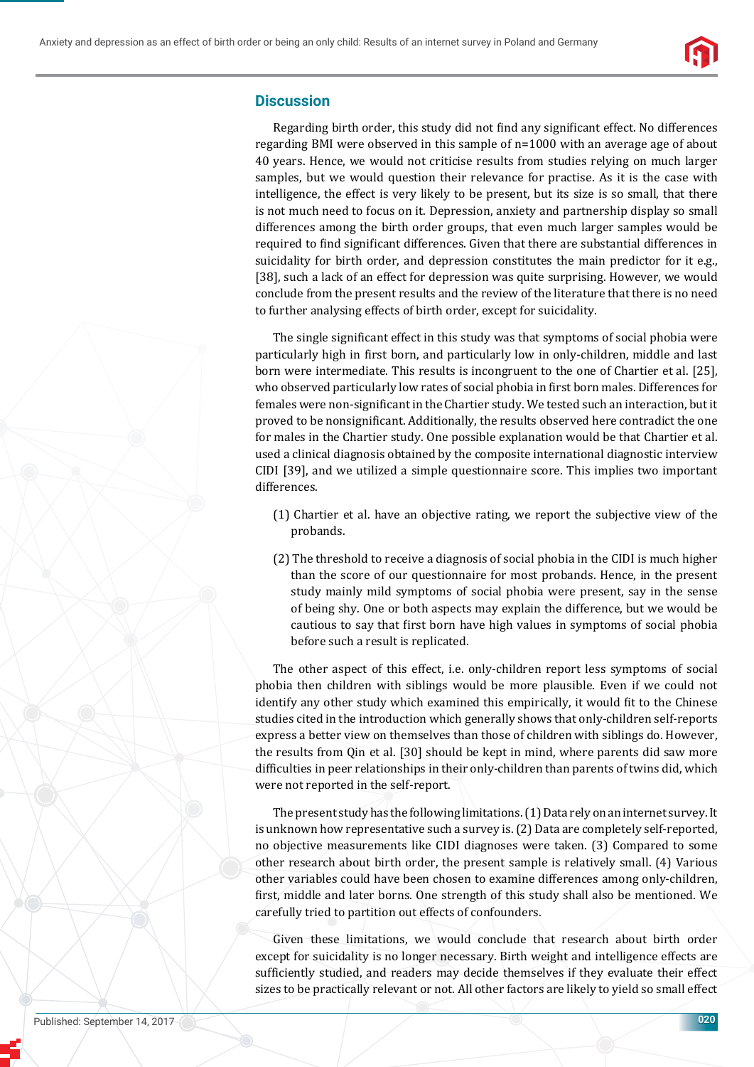## Discussion

Regarding birth order, this study did not find any significant effect. No differences regarding BMI were observed in this sample of n=1000 with an average age of about 40 years. Hence, we would not criticise results from studies relying on much larger samples, but we would question their relevance for practise. As it is the case with intelligence, the effect is very likely to be present, but its size is so small, that there is not much need to focus on it. Depression, anxiety and partnership display so small differences among the birth order groups, that even much larger samples would be required to find significant differences. Given that there are substantial differences in suicidality for birth order, and depression constitutes the main predictor for it e.g., [38], such a lack of an effect for depression was quite surprising. However, we would conclude from the present results and the review of the literature that there is no need to further analysing effects of birth order, except for suicidality.

The single significant effect in this study was that symptoms of social phobia were particularly high in first born, and particularly low in only-children, middle and last born were intermediate. This results is incongruent to the one of Chartier et al. [25], who observed particularly low rates of social phobia in first born males. Differences for females were non-significant in the Chartier study. We tested such an interaction, but it proved to be nonsignificant. Additionally, the results observed here contradict the one for males in the Chartier study. One possible explanation would be that Chartier et al. used a clinical diagnosis obtained by the composite international diagnostic interview CIDI [39], and we utilized a simple questionnaire score. This implies two important differences.

(1) Chartier et al. have an objective rating, we report the subjective view of the probands.

(2) The threshold to receive a diagnosis of social phobia in the CIDI is much higher than the score of our questionnaire for most probands. Hence, in the present study mainly mild symptoms of social phobia were present, say in the sense of being shy. One or both aspects may explain the difference, but we would be cautious to say that first born have high values in symptoms of social phobia before such a result is replicated.

The other aspect of this effect, i.e. only-children report less symptoms of social phobia then children with siblings would be more plausible. Even if we could not identify any other study which examined this empirically, it would fit to the Chinese studies cited in the introduction which generally shows that only-children self-reports express a better view on themselves than those of children with siblings do. However, the results from Qin et al. [30] should be kept in mind, where parents did saw more difficulties in peer relationships in their only-children than parents of twins did, which were not reported in the self-report.

The present study has the following limitations. (1) Data rely on an internet survey. It is unknown how representative such a survey is. (2) Data are completely self-reported, no objective measurements like CIDI diagnoses were taken. (3) Compared to some other research about birth order, the present sample is relatively small. (4) Various other variables could have been chosen to examine differences among only-children, first, middle and later borns. One strength of this study shall also be mentioned. We carefully tried to partition out effects of confounders.

Given these limitations, we would conclude that research about birth order except for suicidality is no longer necessary. Birth weight and intelligence effects are sufficiently studied, and readers may decide themselves if they evaluate their effect sizes to be practically relevant or not. All other factors are likely to yield so small effect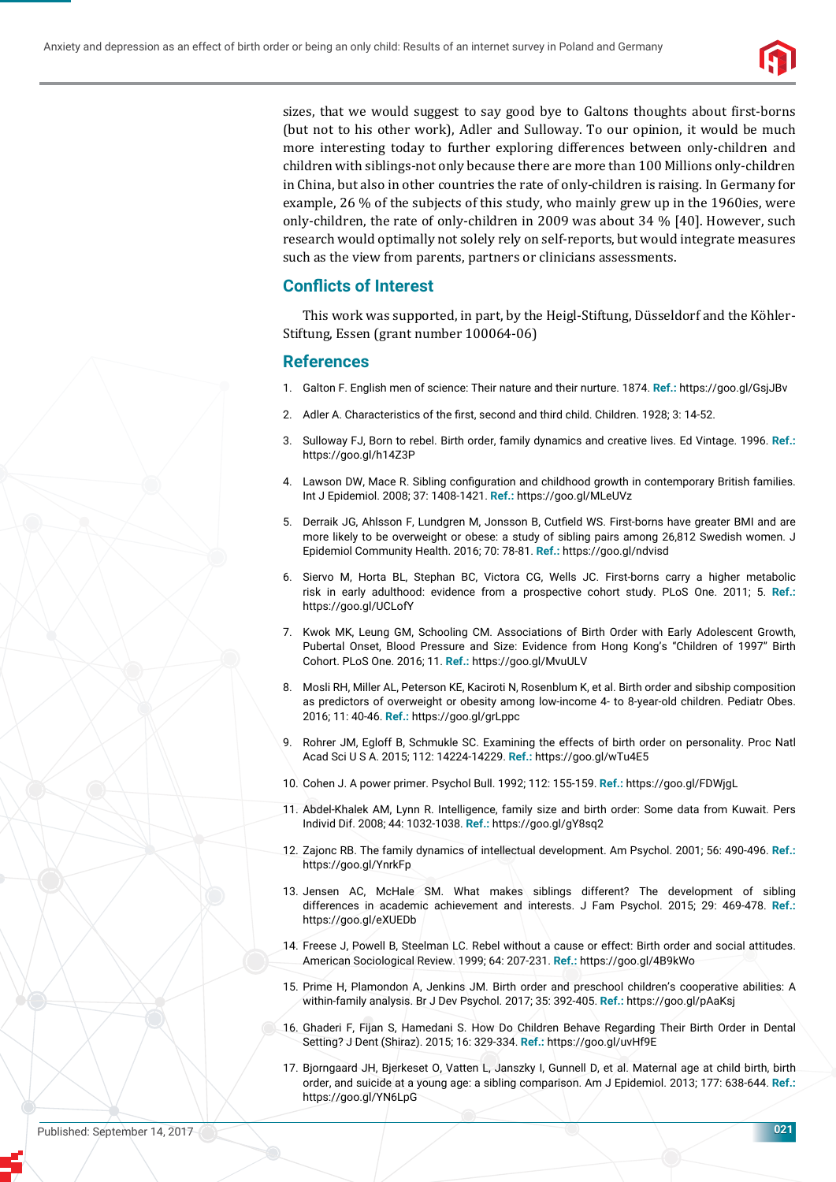sizes, that we would suggest to say good bye to Galtons thoughts about first-borns (but not to his other work), Adler and Sulloway. To our opinion, it would be much more interesting today to further exploring differences between only-children and children with siblings-not only because there are more than 100 Millions only-children in China, but also in other countries the rate of only-children is raising. In Germany for example, 26 % of the subjects of this study, who mainly grew up in the 1960ies, were only-children, the rate of only-children in 2009 was about 34 % [40]. However, such research would optimally not solely rely on self-reports, but would integrate measures such as the view from parents, partners or clinicians assessments.

## Conflicts of Interest

This work was supported, in part, by the Heigl-Stiftung, Düsseldorf and the Köhler-Stiftung, Essen (grant number 100064-06)

## References

1. Galton F. English men of science: Their nature and their nurture. 1874. **Ref.:** https://goo.gl/GsjJBv
2. Adler A. Characteristics of the first, second and third child. Children. 1928; 3: 14-52.
3. Sulloway FJ, Born to rebel. Birth order, family dynamics and creative lives. Ed Vintage. 1996. **Ref.:** https://goo.gl/h14Z3P
4. Lawson DW, Mace R. Sibling configuration and childhood growth in contemporary British families. Int J Epidemiol. 2008; 37: 1408-1421. **Ref.:** https://goo.gl/MLeUVz
5. Derraik JG, Ahlsson F, Lundgren M, Jonsson B, Cutfield WS. First-borns have greater BMI and are more likely to be overweight or obese: a study of sibling pairs among 26,812 Swedish women. J Epidemiol Community Health. 2016; 70: 78-81. **Ref.:** https://goo.gl/ndvisd
6. Siervo M, Horta BL, Stephan BC, Victora CG, Wells JC. First-borns carry a higher metabolic risk in early adulthood: evidence from a prospective cohort study. PLoS One. 2011; 5. **Ref.:** https://goo.gl/UCLofY
7. Kwok MK, Leung GM, Schooling CM. Associations of Birth Order with Early Adolescent Growth, Pubertal Onset, Blood Pressure and Size: Evidence from Hong Kong's "Children of 1997" Birth Cohort. PLoS One. 2016; 11. **Ref.:** https://goo.gl/MvuULV
8. Mosli RH, Miller AL, Peterson KE, Kaciroti N, Rosenblum K, et al. Birth order and sibship composition as predictors of overweight or obesity among low-income 4- to 8-year-old children. Pediatr Obes. 2016; 11: 40-46. **Ref.:** https://goo.gl/grLppc
9. Rohrer JM, Egloff B, Schmukle SC. Examining the effects of birth order on personality. Proc Natl Acad Sci U S A. 2015; 112: 14224-14229. **Ref.:** https://goo.gl/wTu4E5
10. Cohen J. A power primer. Psychol Bull. 1992; 112: 155-159. **Ref.:** https://goo.gl/FDWjgL
11. Abdel-Khalek AM, Lynn R. Intelligence, family size and birth order: Some data from Kuwait. Pers Individ Dif. 2008; 44: 1032-1038. **Ref.:** https://goo.gl/gY8sq2
12. Zajonc RB. The family dynamics of intellectual development. Am Psychol. 2001; 56: 490-496. **Ref.:** https://goo.gl/YnrkFp
13. Jensen AC, McHale SM. What makes siblings different? The development of sibling differences in academic achievement and interests. J Fam Psychol. 2015; 29: 469-478. **Ref.:** https://goo.gl/eXUEDb
14. Freese J, Powell B, Steelman LC. Rebel without a cause or effect: Birth order and social attitudes. American Sociological Review. 1999; 64: 207-231. **Ref.:** https://goo.gl/4B9kWo
15. Prime H, Plamondon A, Jenkins JM. Birth order and preschool children's cooperative abilities: A within-family analysis. Br J Dev Psychol. 2017; 35: 392-405. **Ref.:** https://goo.gl/pAaKsj
16. Ghaderi F, Fijan S, Hamedani S. How Do Children Behave Regarding Their Birth Order in Dental Setting? J Dent (Shiraz). 2015; 16: 329-334. **Ref.:** https://goo.gl/uvHf9E
17. Bjorngaard JH, Bjerkeset O, Vatten L, Janszky I, Gunnell D, et al. Maternal age at child birth, birth order, and suicide at a young age: a sibling comparison. Am J Epidemiol. 2013; 177: 638-644. **Ref.:** https://goo.gl/YN6LpG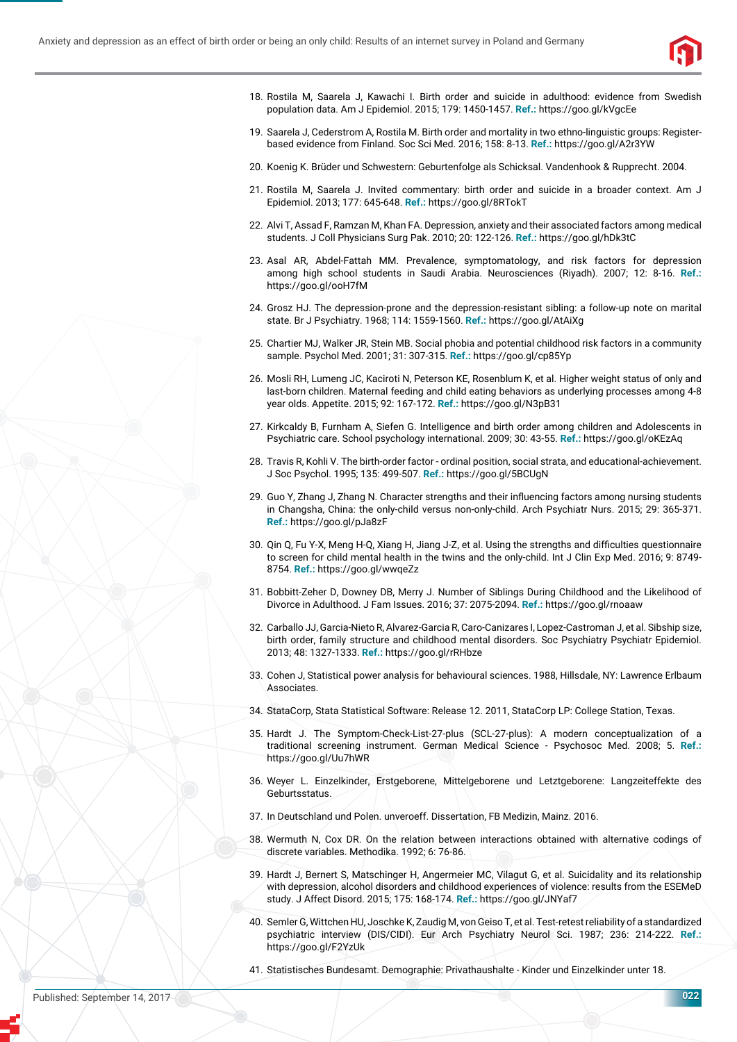18. Rostila M, Saarela J, Kawachi I. Birth order and suicide in adulthood: evidence from Swedish population data. Am J Epidemiol. 2015; 179: 1450-1457. **Ref.:** https://goo.gl/kVgcEe

19. Saarela J, Cederstrom A, Rostila M. Birth order and mortality in two ethno-linguistic groups: Register-based evidence from Finland. Soc Sci Med. 2016; 158: 8-13. **Ref.:** https://goo.gl/A2r3YW

20. Koenig K. Brüder und Schwestern: Geburtenfolge als Schicksal. Vandenhook & Rupprecht. 2004.

21. Rostila M, Saarela J. Invited commentary: birth order and suicide in a broader context. Am J Epidemiol. 2013; 177: 645-648. **Ref.:** https://goo.gl/8RTokT

22. Alvi T, Assad F, Ramzan M, Khan FA. Depression, anxiety and their associated factors among medical students. J Coll Physicians Surg Pak. 2010; 20: 122-126. **Ref.:** https://goo.gl/hDk3tC

23. Asal AR, Abdel-Fattah MM. Prevalence, symptomatology, and risk factors for depression among high school students in Saudi Arabia. Neurosciences (Riyadh). 2007; 12: 8-16. **Ref.:** https://goo.gl/ooH7fM

24. Grosz HJ. The depression-prone and the depression-resistant sibling: a follow-up note on marital state. Br J Psychiatry. 1968; 114: 1559-1560. **Ref.:** https://goo.gl/AtAiXg

25. Chartier MJ, Walker JR, Stein MB. Social phobia and potential childhood risk factors in a community sample. Psychol Med. 2001; 31: 307-315. **Ref.:** https://goo.gl/cp85Yp

26. Mosli RH, Lumeng JC, Kaciroti N, Peterson KE, Rosenblum K, et al. Higher weight status of only and last-born children. Maternal feeding and child eating behaviors as underlying processes among 4-8 year olds. Appetite. 2015; 92: 167-172. **Ref.:** https://goo.gl/N3pB31

27. Kirkcaldy B, Furnham A, Siefen G. Intelligence and birth order among children and Adolescents in Psychiatric care. School psychology international. 2009; 30: 43-55. **Ref.:** https://goo.gl/oKEzAq

28. Travis R, Kohli V. The birth-order factor - ordinal position, social strata, and educational-achievement. J Soc Psychol. 1995; 135: 499-507. **Ref.:** https://goo.gl/5BCUgN

29. Guo Y, Zhang J, Zhang N. Character strengths and their influencing factors among nursing students in Changsha, China: the only-child versus non-only-child. Arch Psychiatr Nurs. 2015; 29: 365-371. **Ref.:** https://goo.gl/pJa8zF

30. Qin Q, Fu Y-X, Meng H-Q, Xiang H, Jiang J-Z, et al. Using the strengths and difficulties questionnaire to screen for child mental health in the twins and the only-child. Int J Clin Exp Med. 2016; 9: 8749-8754. **Ref.:** https://goo.gl/wwqeZz

31. Bobbitt-Zeher D, Downey DB, Merry J. Number of Siblings During Childhood and the Likelihood of Divorce in Adulthood. J Fam Issues. 2016; 37: 2075-2094. **Ref.:** https://goo.gl/rnoaaw

32. Carballo JJ, Garcia-Nieto R, Alvarez-Garcia R, Caro-Canizares I, Lopez-Castroman J, et al. Sibship size, birth order, family structure and childhood mental disorders. Soc Psychiatry Psychiatr Epidemiol. 2013; 48: 1327-1333. **Ref.:** https://goo.gl/rRHbze

33. Cohen J, Statistical power analysis for behavioural sciences. 1988, Hillsdale, NY: Lawrence Erlbaum Associates.

34. StataCorp, Stata Statistical Software: Release 12. 2011, StataCorp LP: College Station, Texas.

35. Hardt J. The Symptom-Check-List-27-plus (SCL-27-plus): A modern conceptualization of a traditional screening instrument. German Medical Science - Psychosoc Med. 2008; 5. **Ref.:** https://goo.gl/Uu7hWR

36. Weyer L. Einzelkinder, Erstgeborene, Mittelgeborene und Letztgeborene: Langzeiteffekte des Geburtsstatus.

37. In Deutschland und Polen. unveroeff. Dissertation, FB Medizin, Mainz. 2016.

38. Wermuth N, Cox DR. On the relation between interactions obtained with alternative codings of discrete variables. Methodika. 1992; 6: 76-86.

39. Hardt J, Bernert S, Matschinger H, Angermeier MC, Vilagut G, et al. Suicidality and its relationship with depression, alcohol disorders and childhood experiences of violence: results from the ESEMeD study. J Affect Disord. 2015; 175: 168-174. **Ref.:** https://goo.gl/JNYaf7

40. Semler G, Wittchen HU, Joschke K, Zaudig M, von Geiso T, et al. Test-retest reliability of a standardized psychiatric interview (DIS/CIDI). Eur Arch Psychiatry Neurol Sci. 1987; 236: 214-222. **Ref.:** https://goo.gl/F2YzUk

41. Statistisches Bundesamt. Demographie: Privathaushalte - Kinder und Einzelkinder unter 18.